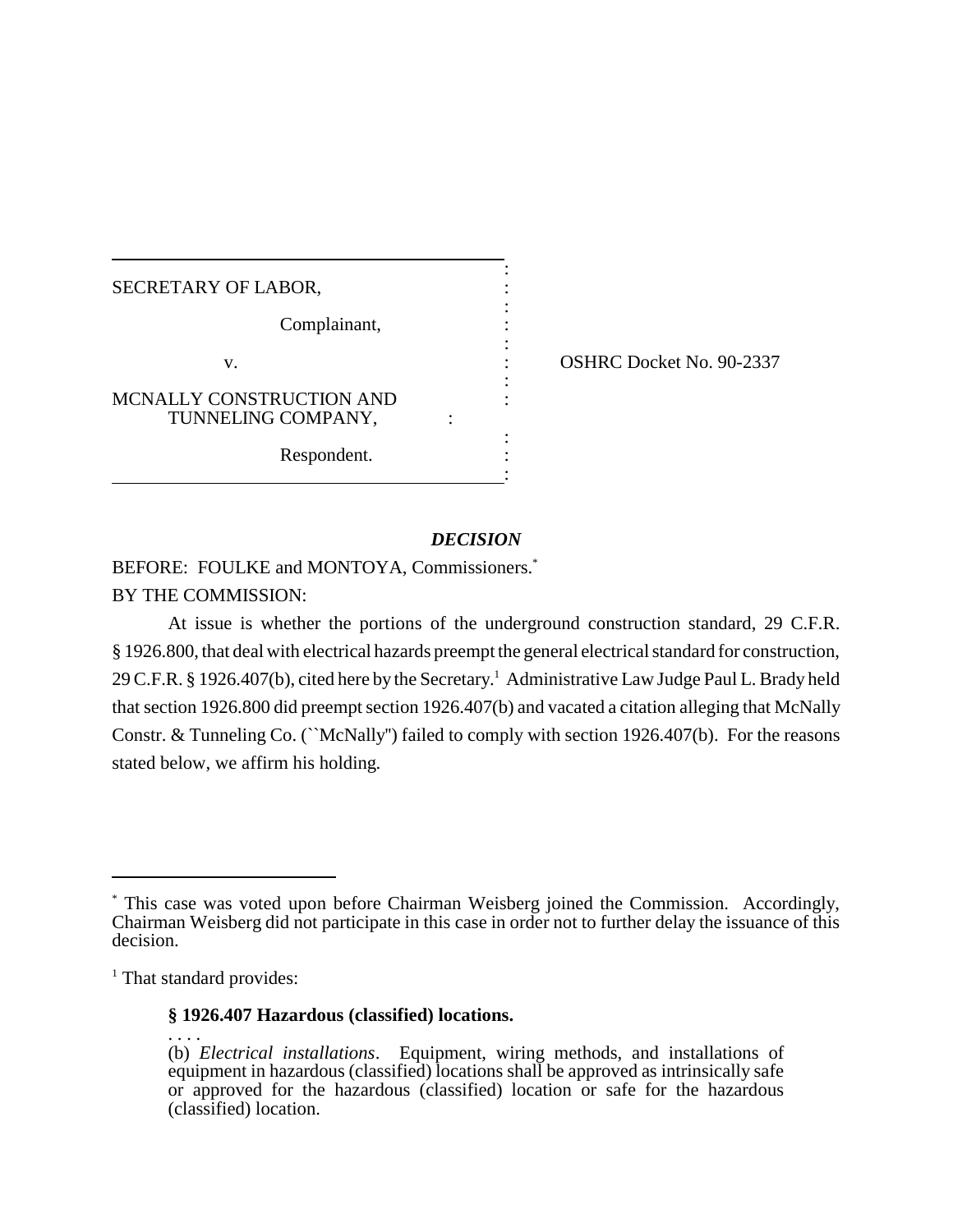SECRETARY OF LABOR,

Complainant,

v.

MCNALLY CONSTRUCTION AND TUNNELING COMPANY,

Respondent.

OSHRC Docket No. 90-2337

## *DECISION*

BEFORE: FOULKE and MONTOYA, Commissioners.*

BY THE COMMISSION:

At issue is whether the portions of the underground construction standard, 29 C.F.R. § 1926.800, that deal with electrical hazards preempt the general electrical standard for construction, 29 C.F.R. § 1926.407(b), cited here by the Secretary.[1] Administrative Law Judge Paul L. Brady held that section 1926.800 did preempt section 1926.407(b) and vacated a citation alleging that McNally Constr. & Tunneling Co. (``McNally'') failed to comply with section 1926.407(b). For the reasons stated below, we affirm his holding.

---

* This case was voted upon before Chairman Weisberg joined the Commission. Accordingly, Chairman Weisberg did not participate in this case in order not to further delay the issuance of this decision.

[1] That standard provides:

> **§ 1926.407 Hazardous (classified) locations.**
>
> . . . .
>
> (b) *Electrical installations*. Equipment, wiring methods, and installations of equipment in hazardous (classified) locations shall be approved as intrinsically safe or approved for the hazardous (classified) location or safe for the hazardous (classified) location.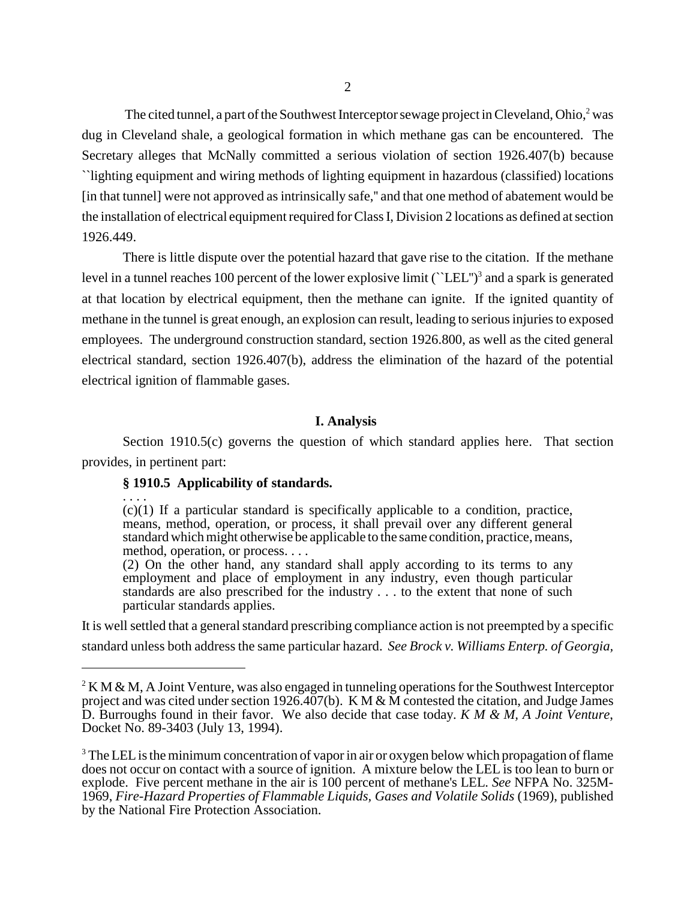The cited tunnel, a part of the Southwest Interceptor sewage project in Cleveland, Ohio,[2] was dug in Cleveland shale, a geological formation in which methane gas can be encountered. The Secretary alleges that McNally committed a serious violation of section 1926.407(b) because ``lighting equipment and wiring methods of lighting equipment in hazardous (classified) locations [in that tunnel] were not approved as intrinsically safe,'' and that one method of abatement would be the installation of electrical equipment required for Class I, Division 2 locations as defined at section 1926.449.

There is little dispute over the potential hazard that gave rise to the citation. If the methane level in a tunnel reaches 100 percent of the lower explosive limit (``LEL'')[3] and a spark is generated at that location by electrical equipment, then the methane can ignite. If the ignited quantity of methane in the tunnel is great enough, an explosion can result, leading to serious injuries to exposed employees. The underground construction standard, section 1926.800, as well as the cited general electrical standard, section 1926.407(b), address the elimination of the hazard of the potential electrical ignition of flammable gases.

## I. Analysis

Section 1910.5(c) governs the question of which standard applies here. That section provides, in pertinent part:

> **§ 1910.5 Applicability of standards.**
>
> . . . .
>
> (c)(1) If a particular standard is specifically applicable to a condition, practice, means, method, operation, or process, it shall prevail over any different general standard which might otherwise be applicable to the same condition, practice, means, method, operation, or process. . . .
>
> (2) On the other hand, any standard shall apply according to its terms to any employment and place of employment in any industry, even though particular standards are also prescribed for the industry . . . to the extent that none of such particular standards applies.

It is well settled that a general standard prescribing compliance action is not preempted by a specific standard unless both address the same particular hazard. *See Brock v. Williams Enterp. of Georgia,*

---

[2] K M & M, A Joint Venture, was also engaged in tunneling operations for the Southwest Interceptor project and was cited under section 1926.407(b). K M & M contested the citation, and Judge James D. Burroughs found in their favor. We also decide that case today. *K M & M, A Joint Venture*, Docket No. 89-3403 (July 13, 1994).

[3] The LEL is the minimum concentration of vapor in air or oxygen below which propagation of flame does not occur on contact with a source of ignition. A mixture below the LEL is too lean to burn or explode. Five percent methane in the air is 100 percent of methane's LEL. *See* NFPA No. 325M-1969, *Fire-Hazard Properties of Flammable Liquids, Gases and Volatile Solids* (1969), published by the National Fire Protection Association.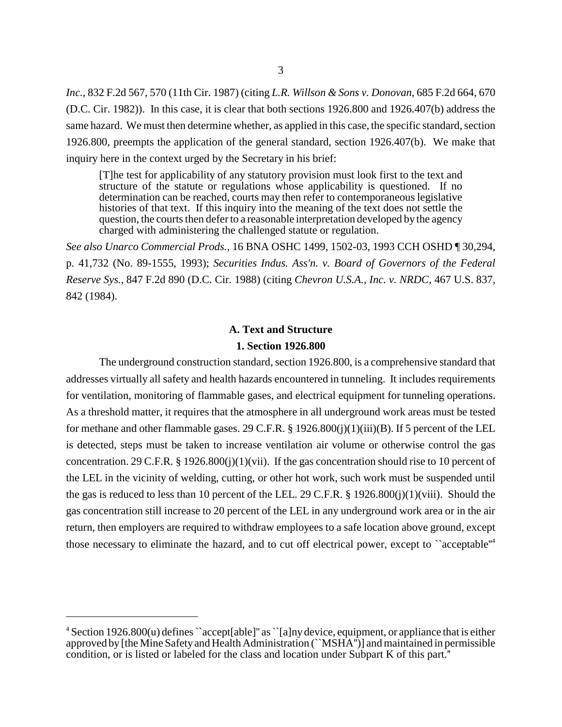*Inc.*, 832 F.2d 567, 570 (11th Cir. 1987) (citing *L.R. Willson & Sons v. Donovan*, 685 F.2d 664, 670 (D.C. Cir. 1982)). In this case, it is clear that both sections 1926.800 and 1926.407(b) address the same hazard. We must then determine whether, as applied in this case, the specific standard, section 1926.800, preempts the application of the general standard, section 1926.407(b). We make that inquiry here in the context urged by the Secretary in his brief:

> [T]he test for applicability of any statutory provision must look first to the text and structure of the statute or regulations whose applicability is questioned. If no determination can be reached, courts may then refer to contemporaneous legislative histories of that text. If this inquiry into the meaning of the text does not settle the question, the courts then defer to a reasonable interpretation developed by the agency charged with administering the challenged statute or regulation.

*See also Unarco Commercial Prods.*, 16 BNA OSHC 1499, 1502-03, 1993 CCH OSHD ¶ 30,294, p. 41,732 (No. 89-1555, 1993); *Securities Indus. Ass'n. v. Board of Governors of the Federal Reserve Sys.*, 847 F.2d 890 (D.C. Cir. 1988) (citing *Chevron U.S.A., Inc. v. NRDC*, 467 U.S. 837, 842 (1984).

## A. Text and Structure

### 1. Section 1926.800

The underground construction standard, section 1926.800, is a comprehensive standard that addresses virtually all safety and health hazards encountered in tunneling. It includes requirements for ventilation, monitoring of flammable gases, and electrical equipment for tunneling operations. As a threshold matter, it requires that the atmosphere in all underground work areas must be tested for methane and other flammable gases. 29 C.F.R. § 1926.800(j)(1)(iii)(B). If 5 percent of the LEL is detected, steps must be taken to increase ventilation air volume or otherwise control the gas concentration. 29 C.F.R. § 1926.800(j)(1)(vii). If the gas concentration should rise to 10 percent of the LEL in the vicinity of welding, cutting, or other hot work, such work must be suspended until the gas is reduced to less than 10 percent of the LEL. 29 C.F.R. § 1926.800(j)(1)(viii). Should the gas concentration still increase to 20 percent of the LEL in any underground work area or in the air return, then employers are required to withdraw employees to a safe location above ground, except those necessary to eliminate the hazard, and to cut off electrical power, except to ``acceptable''[4]

---

[4] Section 1926.800(u) defines ``accept[able]'' as ``[a]ny device, equipment, or appliance that is either approved by [the Mine Safety and Health Administration (``MSHA'')] and maintained in permissible condition, or is listed or labeled for the class and location under Subpart K of this part.''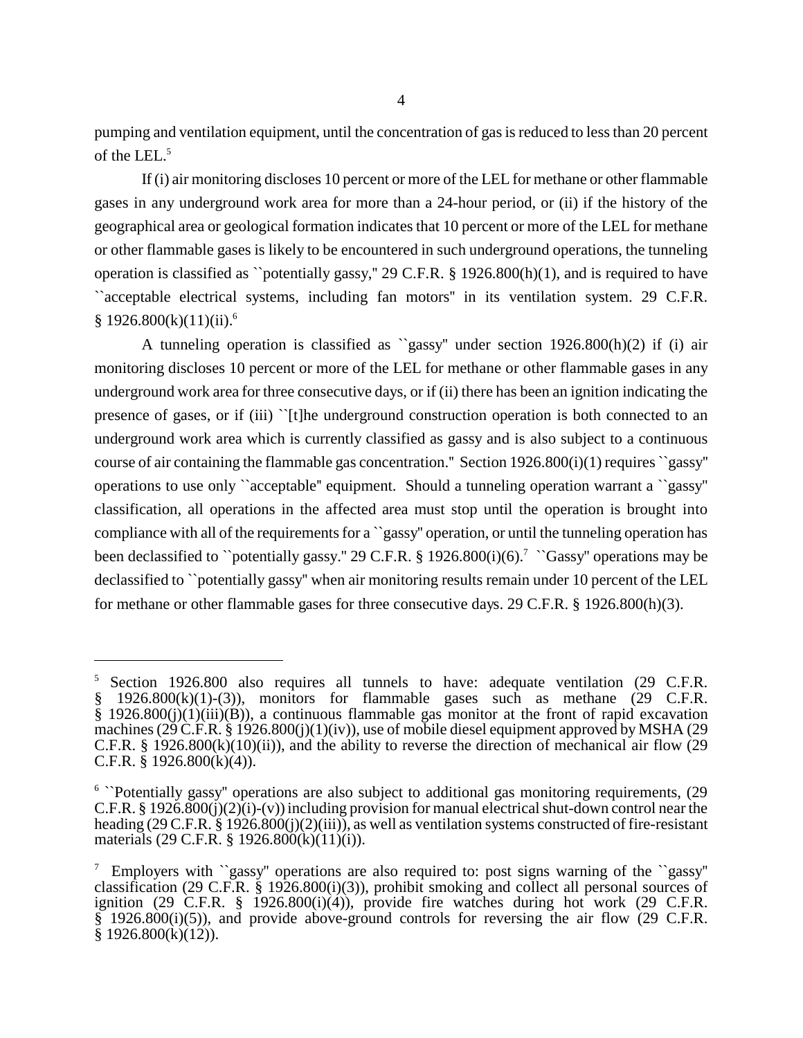pumping and ventilation equipment, until the concentration of gas is reduced to less than 20 percent of the LEL.[5]

If (i) air monitoring discloses 10 percent or more of the LEL for methane or other flammable gases in any underground work area for more than a 24-hour period, or (ii) if the history of the geographical area or geological formation indicates that 10 percent or more of the LEL for methane or other flammable gases is likely to be encountered in such underground operations, the tunneling operation is classified as ``potentially gassy,'' 29 C.F.R. § 1926.800(h)(1), and is required to have ``acceptable electrical systems, including fan motors'' in its ventilation system. 29 C.F.R. § 1926.800(k)(11)(ii).[6]

A tunneling operation is classified as ``gassy'' under section 1926.800(h)(2) if (i) air monitoring discloses 10 percent or more of the LEL for methane or other flammable gases in any underground work area for three consecutive days, or if (ii) there has been an ignition indicating the presence of gases, or if (iii) ``[t]he underground construction operation is both connected to an underground work area which is currently classified as gassy and is also subject to a continuous course of air containing the flammable gas concentration.'' Section 1926.800(i)(1) requires ``gassy'' operations to use only ``acceptable'' equipment. Should a tunneling operation warrant a ``gassy'' classification, all operations in the affected area must stop until the operation is brought into compliance with all of the requirements for a ``gassy'' operation, or until the tunneling operation has been declassified to ``potentially gassy.'' 29 C.F.R. § 1926.800(i)(6).[7] ``Gassy'' operations may be declassified to ``potentially gassy'' when air monitoring results remain under 10 percent of the LEL for methane or other flammable gases for three consecutive days. 29 C.F.R. § 1926.800(h)(3).

---

[5] Section 1926.800 also requires all tunnels to have: adequate ventilation (29 C.F.R. § 1926.800(k)(1)-(3)), monitors for flammable gases such as methane (29 C.F.R. § 1926.800(j)(1)(iii)(B)), a continuous flammable gas monitor at the front of rapid excavation machines (29 C.F.R. § 1926.800(j)(1)(iv)), use of mobile diesel equipment approved by MSHA (29 C.F.R. § 1926.800(k)(10)(ii)), and the ability to reverse the direction of mechanical air flow (29 C.F.R. § 1926.800(k)(4)).

[6] ``Potentially gassy'' operations are also subject to additional gas monitoring requirements, (29 C.F.R. § 1926.800(j)(2)(i)-(v)) including provision for manual electrical shut-down control near the heading (29 C.F.R. § 1926.800(j)(2)(iii)), as well as ventilation systems constructed of fire-resistant materials (29 C.F.R. § 1926.800(k)(11)(i)).

[7] Employers with ``gassy'' operations are also required to: post signs warning of the ``gassy'' classification (29 C.F.R. § 1926.800(i)(3)), prohibit smoking and collect all personal sources of ignition (29 C.F.R. § 1926.800(i)(4)), provide fire watches during hot work (29 C.F.R. § 1926.800(i)(5)), and provide above-ground controls for reversing the air flow (29 C.F.R. § 1926.800(k)(12)).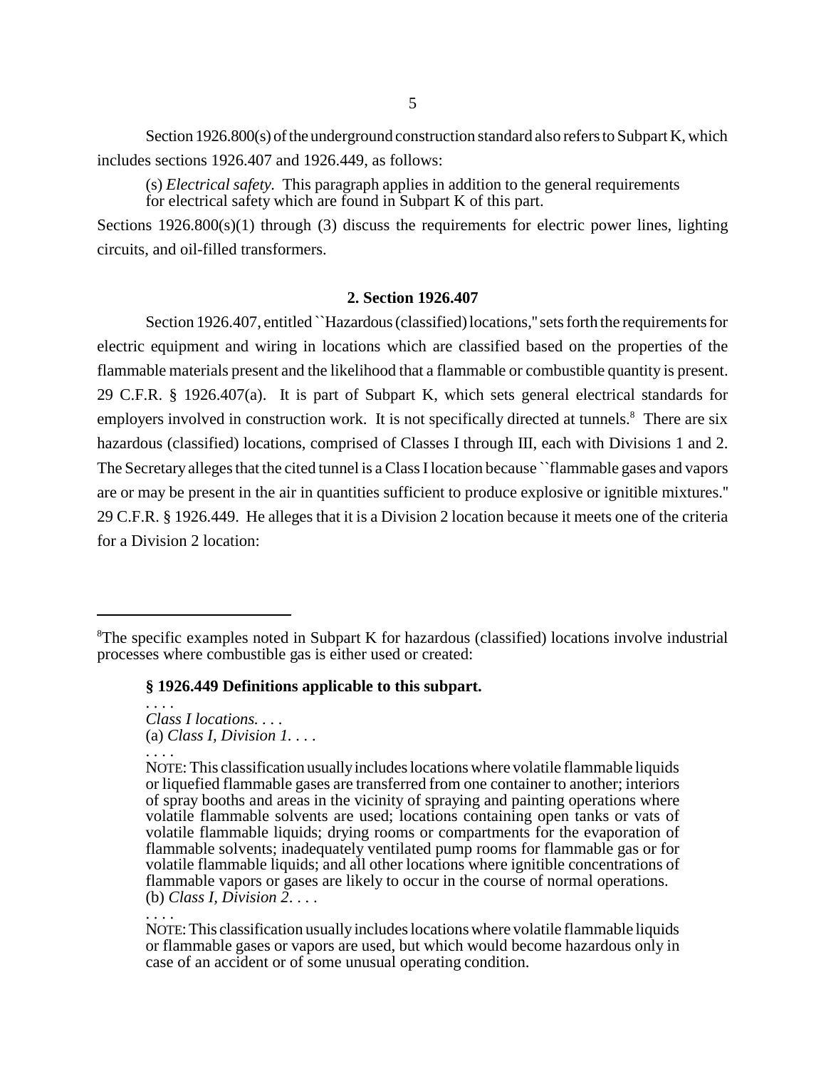Section 1926.800(s) of the underground construction standard also refers to Subpart K, which includes sections 1926.407 and 1926.449, as follows:

> (s) *Electrical safety.* This paragraph applies in addition to the general requirements for electrical safety which are found in Subpart K of this part.

Sections 1926.800(s)(1) through (3) discuss the requirements for electric power lines, lighting circuits, and oil-filled transformers.

**2. Section 1926.407**

Section 1926.407, entitled ``Hazardous (classified) locations,'' sets forth the requirements for electric equipment and wiring in locations which are classified based on the properties of the flammable materials present and the likelihood that a flammable or combustible quantity is present. 29 C.F.R. § 1926.407(a). It is part of Subpart K, which sets general electrical standards for employers involved in construction work. It is not specifically directed at tunnels.[8] There are six hazardous (classified) locations, comprised of Classes I through III, each with Divisions 1 and 2. The Secretary alleges that the cited tunnel is a Class I location because ``flammable gases and vapors are or may be present in the air in quantities sufficient to produce explosive or ignitible mixtures.'' 29 C.F.R. § 1926.449. He alleges that it is a Division 2 location because it meets one of the criteria for a Division 2 location:

---

[8]The specific examples noted in Subpart K for hazardous (classified) locations involve industrial processes where combustible gas is either used or created:

> **§ 1926.449 Definitions applicable to this subpart.**
>
> . . . .
>
> *Class I locations.* . . .
>
> (a) *Class I, Division 1.* . . .
>
> . . . .
>
> NOTE: This classification usually includes locations where volatile flammable liquids or liquefied flammable gases are transferred from one container to another; interiors of spray booths and areas in the vicinity of spraying and painting operations where volatile flammable solvents are used; locations containing open tanks or vats of volatile flammable liquids; drying rooms or compartments for the evaporation of flammable solvents; inadequately ventilated pump rooms for flammable gas or for volatile flammable liquids; and all other locations where ignitible concentrations of flammable vapors or gases are likely to occur in the course of normal operations.
>
> (b) *Class I, Division 2.* . . .
>
> . . . .
>
> NOTE: This classification usually includes locations where volatile flammable liquids or flammable gases or vapors are used, but which would become hazardous only in case of an accident or of some unusual operating condition.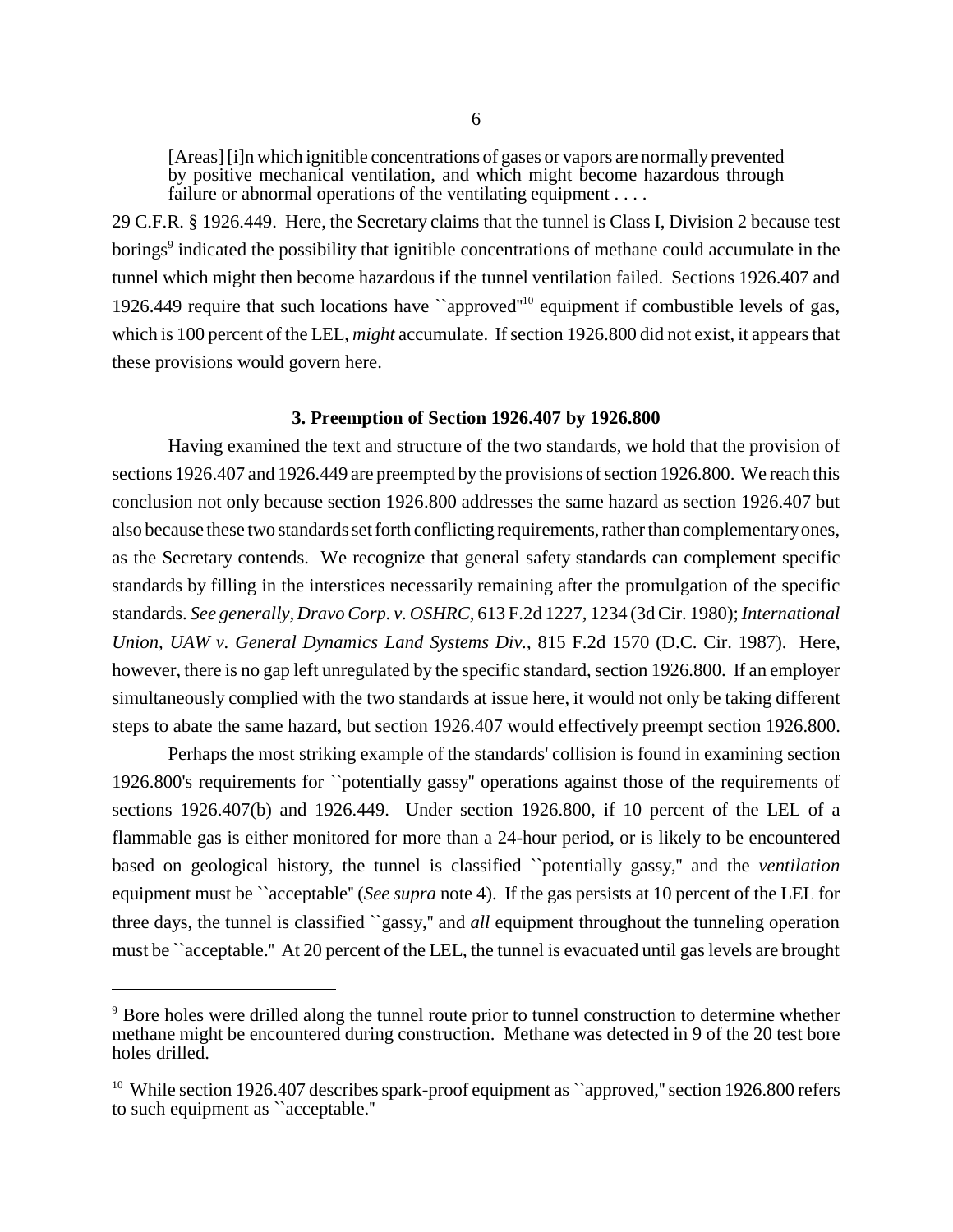> [Areas] [i]n which ignitible concentrations of gases or vapors are normally prevented by positive mechanical ventilation, and which might become hazardous through failure or abnormal operations of the ventilating equipment . . . .

29 C.F.R. § 1926.449. Here, the Secretary claims that the tunnel is Class I, Division 2 because test borings[9] indicated the possibility that ignitible concentrations of methane could accumulate in the tunnel which might then become hazardous if the tunnel ventilation failed. Sections 1926.407 and 1926.449 require that such locations have ``approved''[10] equipment if combustible levels of gas, which is 100 percent of the LEL, *might* accumulate. If section 1926.800 did not exist, it appears that these provisions would govern here.

### 3. Preemption of Section 1926.407 by 1926.800

Having examined the text and structure of the two standards, we hold that the provision of sections 1926.407 and 1926.449 are preempted by the provisions of section 1926.800. We reach this conclusion not only because section 1926.800 addresses the same hazard as section 1926.407 but also because these two standards set forth conflicting requirements, rather than complementary ones, as the Secretary contends. We recognize that general safety standards can complement specific standards by filling in the interstices necessarily remaining after the promulgation of the specific standards. *See generally, Dravo Corp. v. OSHRC,* 613 F.2d 1227, 1234 (3d Cir. 1980); *International Union, UAW v. General Dynamics Land Systems Div.,* 815 F.2d 1570 (D.C. Cir. 1987). Here, however, there is no gap left unregulated by the specific standard, section 1926.800. If an employer simultaneously complied with the two standards at issue here, it would not only be taking different steps to abate the same hazard, but section 1926.407 would effectively preempt section 1926.800.

Perhaps the most striking example of the standards' collision is found in examining section 1926.800's requirements for ``potentially gassy'' operations against those of the requirements of sections 1926.407(b) and 1926.449. Under section 1926.800, if 10 percent of the LEL of a flammable gas is either monitored for more than a 24-hour period, or is likely to be encountered based on geological history, the tunnel is classified ``potentially gassy,'' and the *ventilation* equipment must be ``acceptable'' (*See supra* note 4). If the gas persists at 10 percent of the LEL for three days, the tunnel is classified ``gassy,'' and *all* equipment throughout the tunneling operation must be ``acceptable.'' At 20 percent of the LEL, the tunnel is evacuated until gas levels are brought

---

[9] Bore holes were drilled along the tunnel route prior to tunnel construction to determine whether methane might be encountered during construction. Methane was detected in 9 of the 20 test bore holes drilled.

[10] While section 1926.407 describes spark-proof equipment as ``approved,'' section 1926.800 refers to such equipment as ``acceptable.''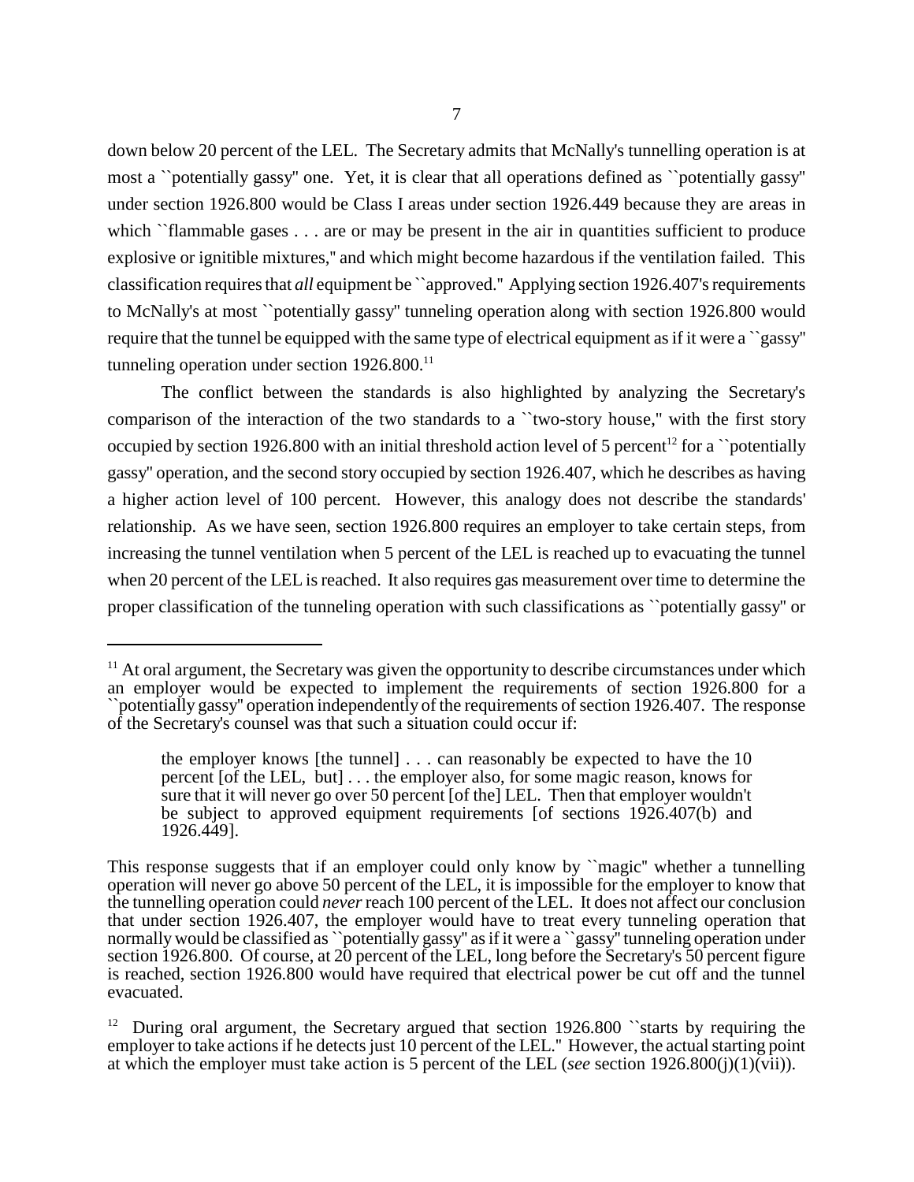down below 20 percent of the LEL. The Secretary admits that McNally's tunnelling operation is at most a ``potentially gassy'' one. Yet, it is clear that all operations defined as ``potentially gassy'' under section 1926.800 would be Class I areas under section 1926.449 because they are areas in which ``flammable gases . . . are or may be present in the air in quantities sufficient to produce explosive or ignitible mixtures,'' and which might become hazardous if the ventilation failed. This classification requires that *all* equipment be ``approved.'' Applying section 1926.407's requirements to McNally's at most ``potentially gassy'' tunneling operation along with section 1926.800 would require that the tunnel be equipped with the same type of electrical equipment as if it were a ``gassy'' tunneling operation under section 1926.800.[11]

The conflict between the standards is also highlighted by analyzing the Secretary's comparison of the interaction of the two standards to a ``two-story house,'' with the first story occupied by section 1926.800 with an initial threshold action level of 5 percent[12] for a ``potentially gassy'' operation, and the second story occupied by section 1926.407, which he describes as having a higher action level of 100 percent. However, this analogy does not describe the standards' relationship. As we have seen, section 1926.800 requires an employer to take certain steps, from increasing the tunnel ventilation when 5 percent of the LEL is reached up to evacuating the tunnel when 20 percent of the LEL is reached. It also requires gas measurement over time to determine the proper classification of the tunneling operation with such classifications as ``potentially gassy'' or

---

[11] At oral argument, the Secretary was given the opportunity to describe circumstances under which an employer would be expected to implement the requirements of section 1926.800 for a ``potentially gassy'' operation independently of the requirements of section 1926.407. The response of the Secretary's counsel was that such a situation could occur if:

> the employer knows [the tunnel] . . . can reasonably be expected to have the 10 percent [of the LEL, but] . . . the employer also, for some magic reason, knows for sure that it will never go over 50 percent [of the] LEL. Then that employer wouldn't be subject to approved equipment requirements [of sections 1926.407(b) and 1926.449].

This response suggests that if an employer could only know by ``magic'' whether a tunnelling operation will never go above 50 percent of the LEL, it is impossible for the employer to know that the tunnelling operation could *never* reach 100 percent of the LEL. It does not affect our conclusion that under section 1926.407, the employer would have to treat every tunneling operation that normally would be classified as ``potentially gassy'' as if it were a ``gassy'' tunneling operation under section 1926.800. Of course, at 20 percent of the LEL, long before the Secretary's 50 percent figure is reached, section 1926.800 would have required that electrical power be cut off and the tunnel evacuated.

[12] During oral argument, the Secretary argued that section 1926.800 ``starts by requiring the employer to take actions if he detects just 10 percent of the LEL.'' However, the actual starting point at which the employer must take action is 5 percent of the LEL (*see* section 1926.800(j)(1)(vii)).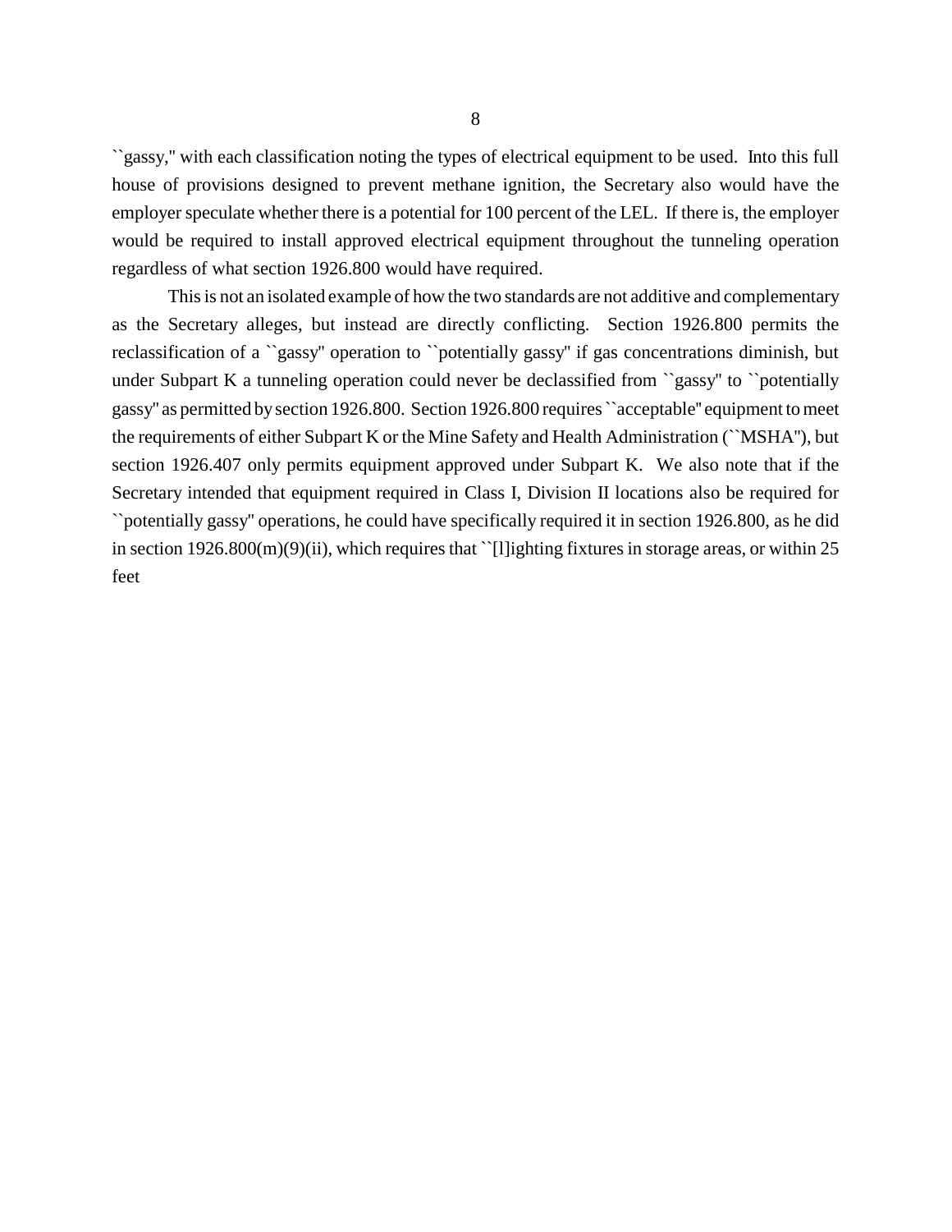``gassy,'' with each classification noting the types of electrical equipment to be used. Into this full house of provisions designed to prevent methane ignition, the Secretary also would have the employer speculate whether there is a potential for 100 percent of the LEL. If there is, the employer would be required to install approved electrical equipment throughout the tunneling operation regardless of what section 1926.800 would have required.

This is not an isolated example of how the two standards are not additive and complementary as the Secretary alleges, but instead are directly conflicting. Section 1926.800 permits the reclassification of a ``gassy'' operation to ``potentially gassy'' if gas concentrations diminish, but under Subpart K a tunneling operation could never be declassified from ``gassy'' to ``potentially gassy'' as permitted by section 1926.800. Section 1926.800 requires ``acceptable'' equipment to meet the requirements of either Subpart K or the Mine Safety and Health Administration (``MSHA''), but section 1926.407 only permits equipment approved under Subpart K. We also note that if the Secretary intended that equipment required in Class I, Division II locations also be required for ``potentially gassy'' operations, he could have specifically required it in section 1926.800, as he did in section 1926.800(m)(9)(ii), which requires that ``[l]ighting fixtures in storage areas, or within 25 feet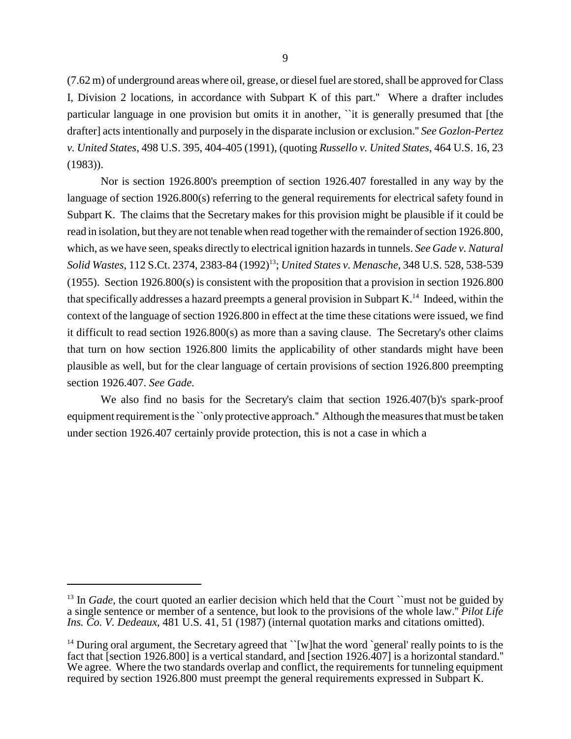(7.62 m) of underground areas where oil, grease, or diesel fuel are stored, shall be approved for Class I, Division 2 locations, in accordance with Subpart K of this part.'' Where a drafter includes particular language in one provision but omits it in another, ``it is generally presumed that [the drafter] acts intentionally and purposely in the disparate inclusion or exclusion.'' *See Gozlon-Pertez v. United States*, 498 U.S. 395, 404-405 (1991), (quoting *Russello v. United States*, 464 U.S. 16, 23 (1983)).

Nor is section 1926.800's preemption of section 1926.407 forestalled in any way by the language of section 1926.800(s) referring to the general requirements for electrical safety found in Subpart K. The claims that the Secretary makes for this provision might be plausible if it could be read in isolation, but they are not tenable when read together with the remainder of section 1926.800, which, as we have seen, speaks directly to electrical ignition hazards in tunnels. *See Gade v. Natural Solid Wastes*, 112 S.Ct. 2374, 2383-84 (1992)[13]; *United States v. Menasche*, 348 U.S. 528, 538-539 (1955). Section 1926.800(s) is consistent with the proposition that a provision in section 1926.800 that specifically addresses a hazard preempts a general provision in Subpart K.[14] Indeed, within the context of the language of section 1926.800 in effect at the time these citations were issued, we find it difficult to read section 1926.800(s) as more than a saving clause. The Secretary's other claims that turn on how section 1926.800 limits the applicability of other standards might have been plausible as well, but for the clear language of certain provisions of section 1926.800 preempting section 1926.407. *See Gade.*

We also find no basis for the Secretary's claim that section 1926.407(b)'s spark-proof equipment requirement is the ``only protective approach.'' Although the measures that must be taken under section 1926.407 certainly provide protection, this is not a case in which a

---

[13] In *Gade*, the court quoted an earlier decision which held that the Court ``must not be guided by a single sentence or member of a sentence, but look to the provisions of the whole law.'' *Pilot Life Ins. Co. V. Dedeaux*, 481 U.S. 41, 51 (1987) (internal quotation marks and citations omitted).

[14] During oral argument, the Secretary agreed that ``[w]hat the word `general' really points to is the fact that [section 1926.800] is a vertical standard, and [section 1926.407] is a horizontal standard.'' We agree. Where the two standards overlap and conflict, the requirements for tunneling equipment required by section 1926.800 must preempt the general requirements expressed in Subpart K.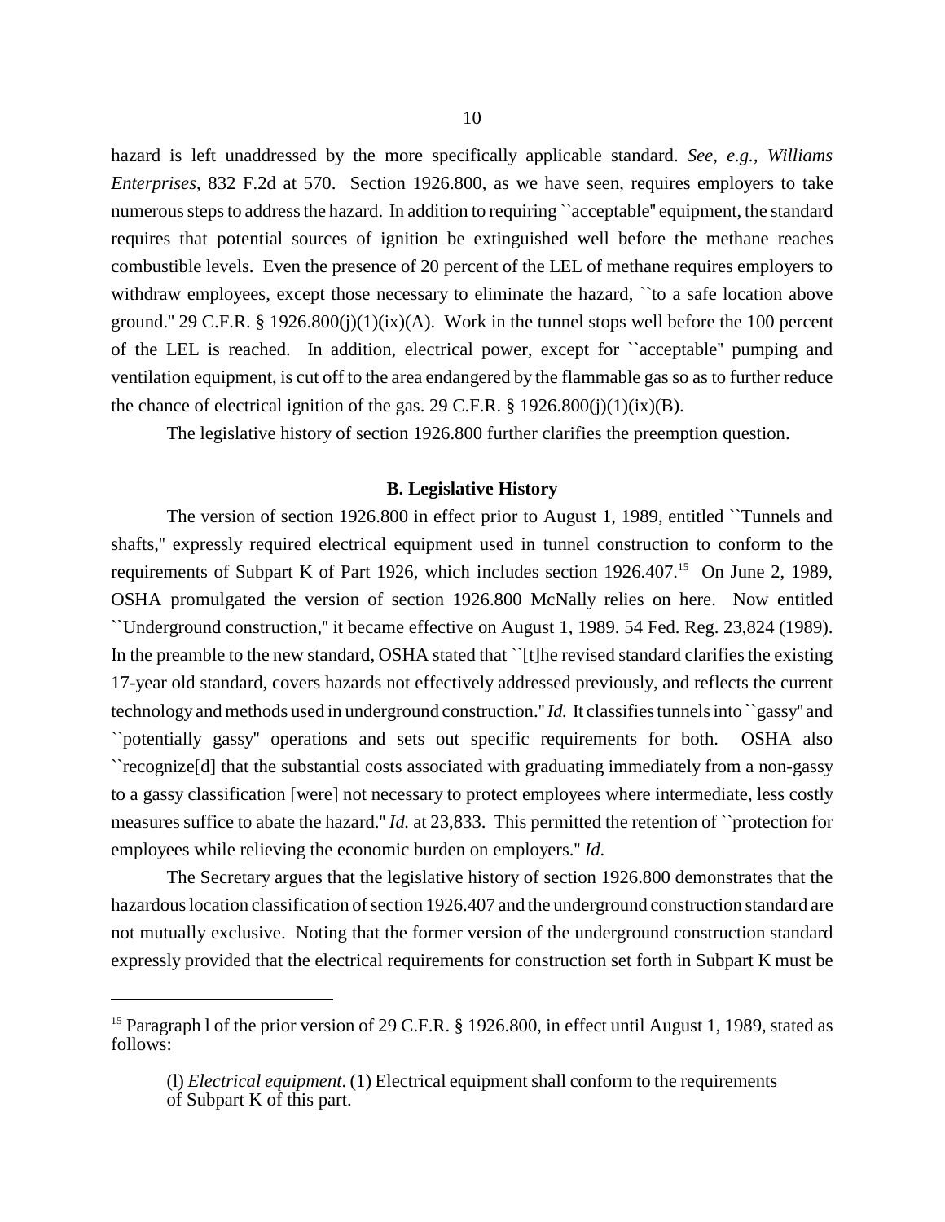hazard is left unaddressed by the more specifically applicable standard. *See, e.g., Williams Enterprises*, 832 F.2d at 570. Section 1926.800, as we have seen, requires employers to take numerous steps to address the hazard. In addition to requiring ``acceptable'' equipment, the standard requires that potential sources of ignition be extinguished well before the methane reaches combustible levels. Even the presence of 20 percent of the LEL of methane requires employers to withdraw employees, except those necessary to eliminate the hazard, ``to a safe location above ground.'' 29 C.F.R. § 1926.800(j)(1)(ix)(A). Work in the tunnel stops well before the 100 percent of the LEL is reached. In addition, electrical power, except for ``acceptable'' pumping and ventilation equipment, is cut off to the area endangered by the flammable gas so as to further reduce the chance of electrical ignition of the gas. 29 C.F.R. § 1926.800(j)(1)(ix)(B).

The legislative history of section 1926.800 further clarifies the preemption question.

### B. Legislative History

The version of section 1926.800 in effect prior to August 1, 1989, entitled ``Tunnels and shafts,'' expressly required electrical equipment used in tunnel construction to conform to the requirements of Subpart K of Part 1926, which includes section 1926.407.[15] On June 2, 1989, OSHA promulgated the version of section 1926.800 McNally relies on here. Now entitled ``Underground construction,'' it became effective on August 1, 1989. 54 Fed. Reg. 23,824 (1989). In the preamble to the new standard, OSHA stated that ``[t]he revised standard clarifies the existing 17-year old standard, covers hazards not effectively addressed previously, and reflects the current technology and methods used in underground construction.'' *Id.* It classifies tunnels into ``gassy'' and ``potentially gassy'' operations and sets out specific requirements for both. OSHA also ``recognize[d] that the substantial costs associated with graduating immediately from a non-gassy to a gassy classification [were] not necessary to protect employees where intermediate, less costly measures suffice to abate the hazard.'' *Id.* at 23,833. This permitted the retention of ``protection for employees while relieving the economic burden on employers.'' *Id*.

The Secretary argues that the legislative history of section 1926.800 demonstrates that the hazardous location classification of section 1926.407 and the underground construction standard are not mutually exclusive. Noting that the former version of the underground construction standard expressly provided that the electrical requirements for construction set forth in Subpart K must be

---

[15] Paragraph l of the prior version of 29 C.F.R. § 1926.800, in effect until August 1, 1989, stated as follows:

> (l) *Electrical equipment*. (1) Electrical equipment shall conform to the requirements of Subpart K of this part.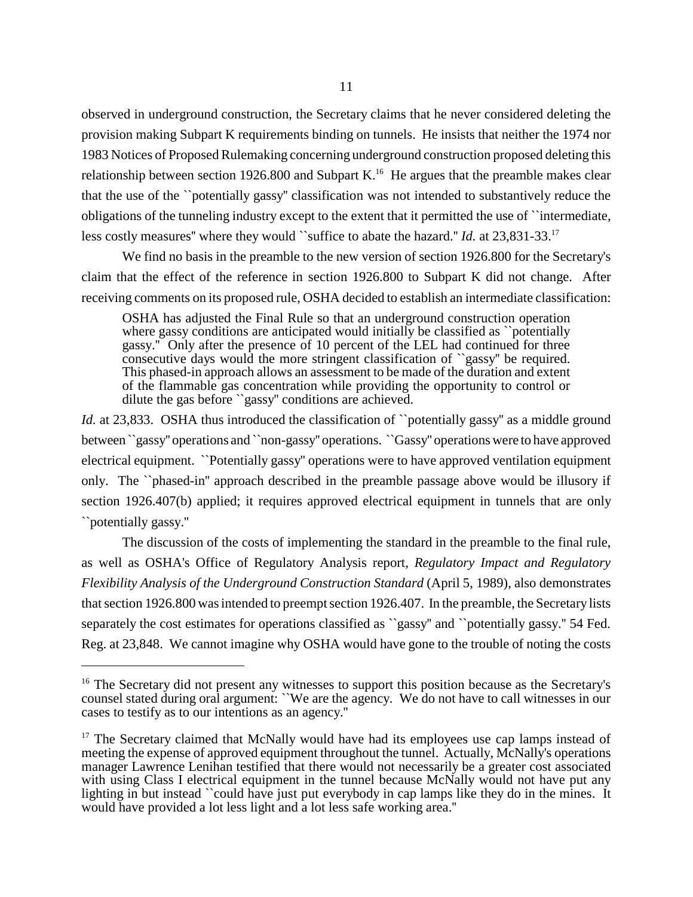observed in underground construction, the Secretary claims that he never considered deleting the provision making Subpart K requirements binding on tunnels. He insists that neither the 1974 nor 1983 Notices of Proposed Rulemaking concerning underground construction proposed deleting this relationship between section 1926.800 and Subpart K.[16] He argues that the preamble makes clear that the use of the ``potentially gassy'' classification was not intended to substantively reduce the obligations of the tunneling industry except to the extent that it permitted the use of ``intermediate, less costly measures'' where they would ``suffice to abate the hazard.'' *Id.* at 23,831-33.[17]

We find no basis in the preamble to the new version of section 1926.800 for the Secretary's claim that the effect of the reference in section 1926.800 to Subpart K did not change. After receiving comments on its proposed rule, OSHA decided to establish an intermediate classification:

> OSHA has adjusted the Final Rule so that an underground construction operation where gassy conditions are anticipated would initially be classified as ``potentially gassy.'' Only after the presence of 10 percent of the LEL had continued for three consecutive days would the more stringent classification of ``gassy'' be required. This phased-in approach allows an assessment to be made of the duration and extent of the flammable gas concentration while providing the opportunity to control or dilute the gas before ``gassy'' conditions are achieved.

*Id.* at 23,833. OSHA thus introduced the classification of ``potentially gassy'' as a middle ground between ``gassy'' operations and ``non-gassy'' operations. ``Gassy'' operations were to have approved electrical equipment. ``Potentially gassy'' operations were to have approved ventilation equipment only. The ``phased-in'' approach described in the preamble passage above would be illusory if section 1926.407(b) applied; it requires approved electrical equipment in tunnels that are only ``potentially gassy.''

The discussion of the costs of implementing the standard in the preamble to the final rule, as well as OSHA's Office of Regulatory Analysis report, *Regulatory Impact and Regulatory Flexibility Analysis of the Underground Construction Standard* (April 5, 1989), also demonstrates that section 1926.800 was intended to preempt section 1926.407. In the preamble, the Secretary lists separately the cost estimates for operations classified as ``gassy'' and ``potentially gassy.'' 54 Fed. Reg. at 23,848. We cannot imagine why OSHA would have gone to the trouble of noting the costs

---

[16] The Secretary did not present any witnesses to support this position because as the Secretary's counsel stated during oral argument: ``We are the agency. We do not have to call witnesses in our cases to testify as to our intentions as an agency.''

[17] The Secretary claimed that McNally would have had its employees use cap lamps instead of meeting the expense of approved equipment throughout the tunnel. Actually, McNally's operations manager Lawrence Lenihan testified that there would not necessarily be a greater cost associated with using Class I electrical equipment in the tunnel because McNally would not have put any lighting in but instead ``could have just put everybody in cap lamps like they do in the mines. It would have provided a lot less light and a lot less safe working area.''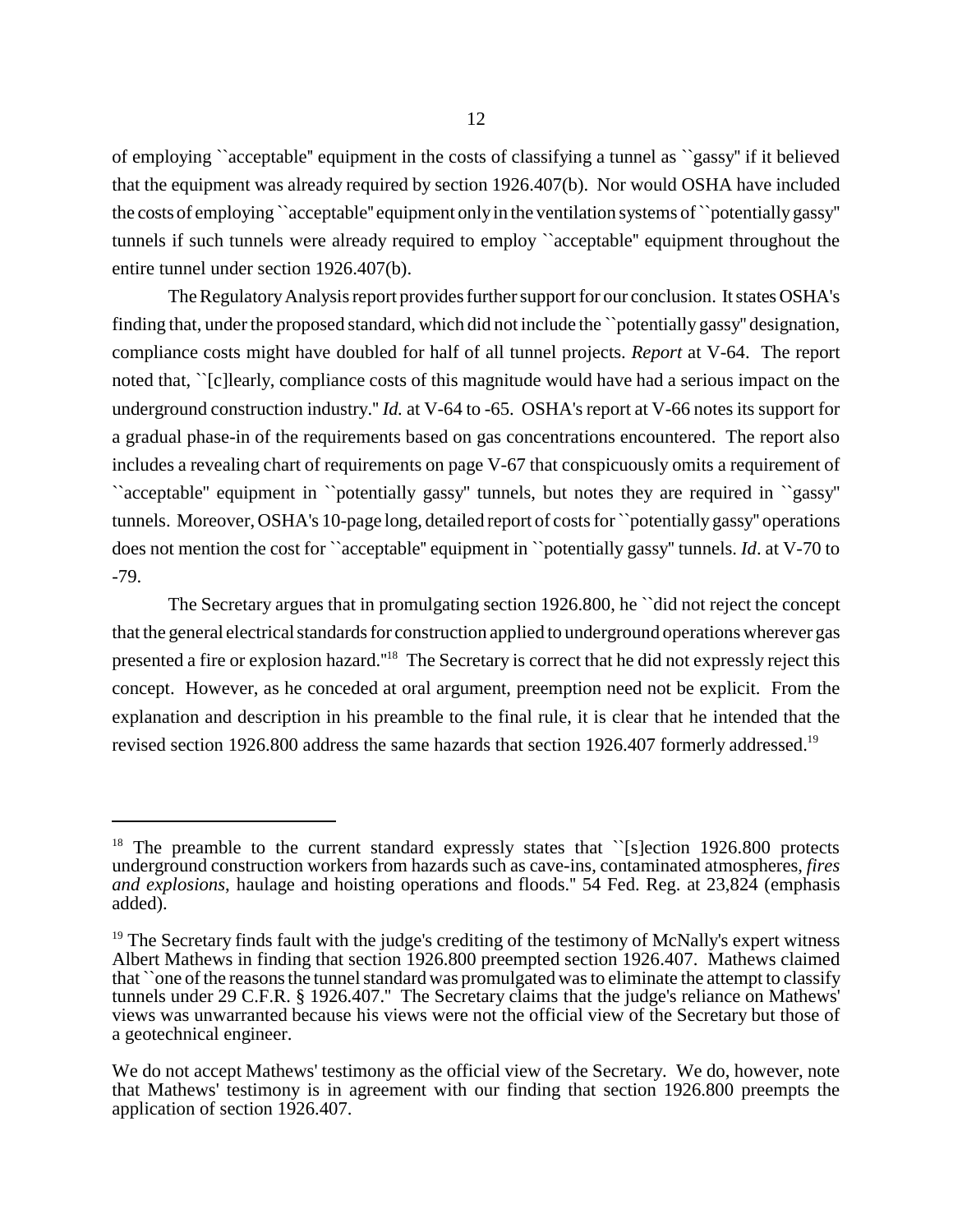of employing ``acceptable'' equipment in the costs of classifying a tunnel as ``gassy'' if it believed that the equipment was already required by section 1926.407(b). Nor would OSHA have included the costs of employing ``acceptable'' equipment only in the ventilation systems of ``potentially gassy'' tunnels if such tunnels were already required to employ ``acceptable'' equipment throughout the entire tunnel under section 1926.407(b).

The Regulatory Analysis report provides further support for our conclusion. It states OSHA's finding that, under the proposed standard, which did not include the ``potentially gassy'' designation, compliance costs might have doubled for half of all tunnel projects. *Report* at V-64. The report noted that, ``[c]learly, compliance costs of this magnitude would have had a serious impact on the underground construction industry.'' *Id.* at V-64 to -65. OSHA's report at V-66 notes its support for a gradual phase-in of the requirements based on gas concentrations encountered. The report also includes a revealing chart of requirements on page V-67 that conspicuously omits a requirement of ``acceptable'' equipment in ``potentially gassy'' tunnels, but notes they are required in ``gassy'' tunnels. Moreover, OSHA's 10-page long, detailed report of costs for ``potentially gassy'' operations does not mention the cost for ``acceptable'' equipment in ``potentially gassy'' tunnels. *Id*. at V-70 to -79.

The Secretary argues that in promulgating section 1926.800, he ``did not reject the concept that the general electrical standards for construction applied to underground operations wherever gas presented a fire or explosion hazard.''[18] The Secretary is correct that he did not expressly reject this concept. However, as he conceded at oral argument, preemption need not be explicit. From the explanation and description in his preamble to the final rule, it is clear that he intended that the revised section 1926.800 address the same hazards that section 1926.407 formerly addressed.[19]

---

[18] The preamble to the current standard expressly states that ``[s]ection 1926.800 protects underground construction workers from hazards such as cave-ins, contaminated atmospheres, *fires and explosions*, haulage and hoisting operations and floods.'' 54 Fed. Reg. at 23,824 (emphasis added).

[19] The Secretary finds fault with the judge's crediting of the testimony of McNally's expert witness Albert Mathews in finding that section 1926.800 preempted section 1926.407. Mathews claimed that ``one of the reasons the tunnel standard was promulgated was to eliminate the attempt to classify tunnels under 29 C.F.R. § 1926.407.'' The Secretary claims that the judge's reliance on Mathews' views was unwarranted because his views were not the official view of the Secretary but those of a geotechnical engineer.

We do not accept Mathews' testimony as the official view of the Secretary. We do, however, note that Mathews' testimony is in agreement with our finding that section 1926.800 preempts the application of section 1926.407.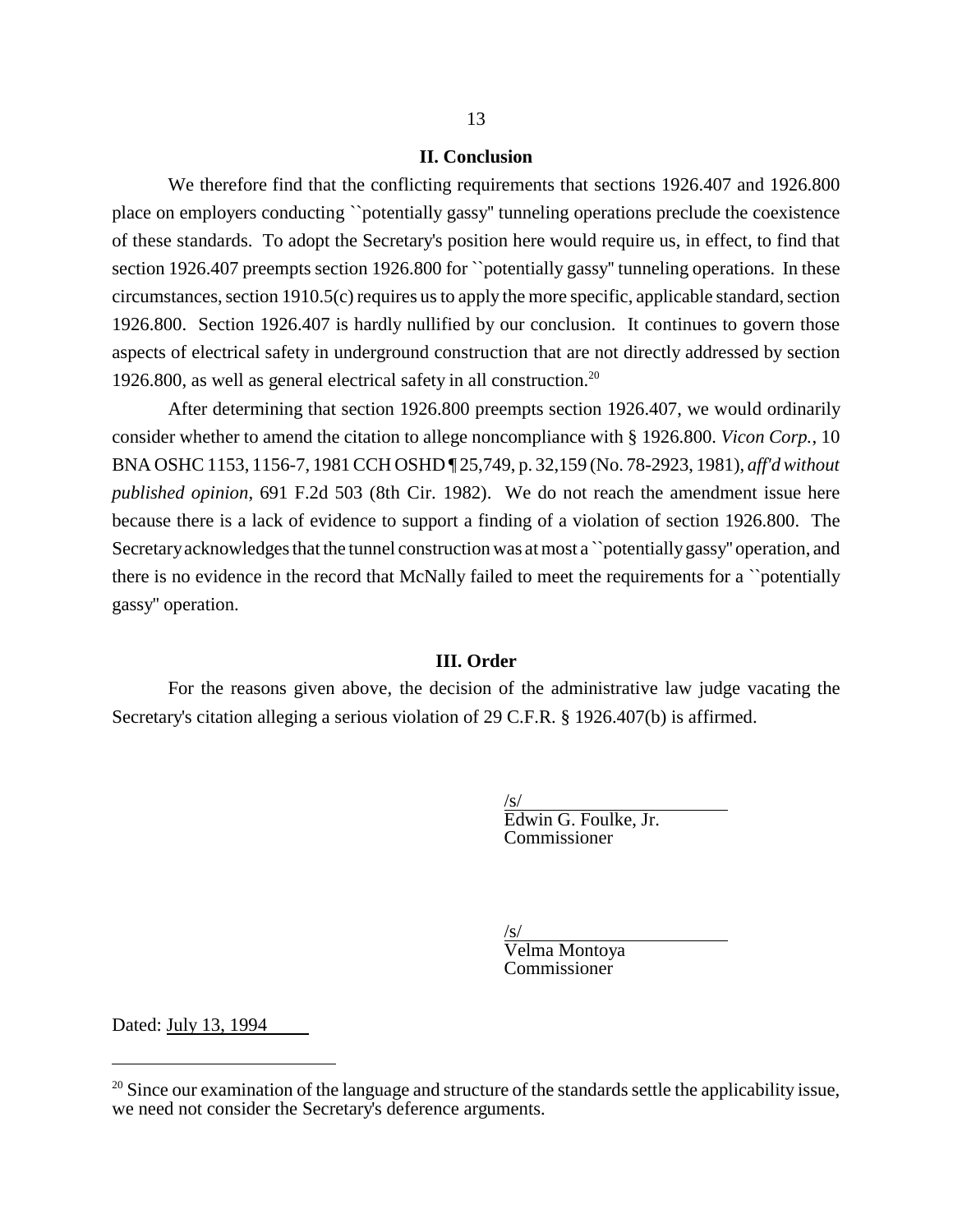## II. Conclusion

We therefore find that the conflicting requirements that sections 1926.407 and 1926.800 place on employers conducting ``potentially gassy'' tunneling operations preclude the coexistence of these standards. To adopt the Secretary's position here would require us, in effect, to find that section 1926.407 preempts section 1926.800 for ``potentially gassy'' tunneling operations. In these circumstances, section 1910.5(c) requires us to apply the more specific, applicable standard, section 1926.800. Section 1926.407 is hardly nullified by our conclusion. It continues to govern those aspects of electrical safety in underground construction that are not directly addressed by section 1926.800, as well as general electrical safety in all construction.[20]

After determining that section 1926.800 preempts section 1926.407, we would ordinarily consider whether to amend the citation to allege noncompliance with § 1926.800. *Vicon Corp.*, 10 BNA OSHC 1153, 1156-7, 1981 CCH OSHD ¶ 25,749, p. 32,159 (No. 78-2923, 1981), *aff'd without published opinion*, 691 F.2d 503 (8th Cir. 1982). We do not reach the amendment issue here because there is a lack of evidence to support a finding of a violation of section 1926.800. The Secretary acknowledges that the tunnel construction was at most a ``potentially gassy'' operation, and there is no evidence in the record that McNally failed to meet the requirements for a ``potentially gassy'' operation.

## III. Order

For the reasons given above, the decision of the administrative law judge vacating the Secretary's citation alleging a serious violation of 29 C.F.R. § 1926.407(b) is affirmed.

/s/
Edwin G. Foulke, Jr.
Commissioner

/s/
Velma Montoya
Commissioner

Dated: July 13, 1994

---

[20] Since our examination of the language and structure of the standards settle the applicability issue, we need not consider the Secretary's deference arguments.